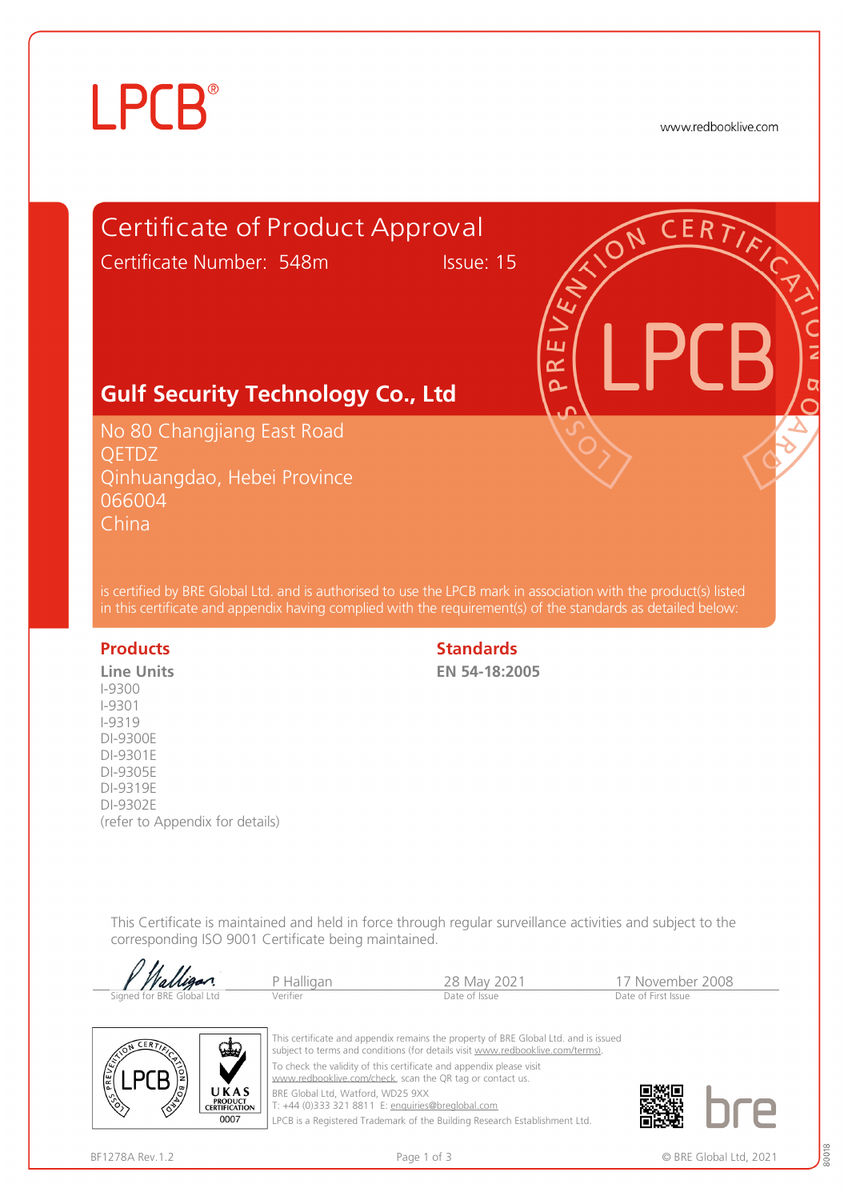LPCB®

www.redbooklive.com

# Certificate of Product Approval

Certificate Number: 548m Issue: 15

## Gulf Security Technology Co., Ltd

No 80 Changjiang East Road
QETDZ
Qinhuangdao, Hebei Province
066004
China

is certified by BRE Global Ltd. and is authorised to use the LPCB mark in association with the product(s) listed in this certificate and appendix having complied with the requirement(s) of the standards as detailed below:

| Products | Standards |
| --- | --- |
| **Line Units**<br>I-9300<br>I-9301<br>I-9319<br>DI-9300E<br>DI-9301E<br>DI-9305E<br>DI-9319E<br>DI-9302E<br>(refer to Appendix for details) | **EN 54-18:2005** |

This Certificate is maintained and held in force through regular surveillance activities and subject to the corresponding ISO 9001 Certificate being maintained.

| Signed for BRE Global Ltd | Verifier | Date of Issue | Date of First Issue |
| --- | --- | --- | --- |
| P Halligan | P Halligan | 28 May 2021 | 17 November 2008 |

UKAS PRODUCT CERTIFICATION 0007

This certificate and appendix remains the property of BRE Global Ltd. and is issued subject to terms and conditions (for details visit www.redbooklive.com/terms).
To check the validity of this certificate and appendix please visit www.redbooklive.com/check, scan the QR tag or contact us.
BRE Global Ltd, Watford, WD25 9XX
T: +44 (0)333 321 8811 E: enquiries@breglobal.com
LPCB is a Registered Trademark of the Building Research Establishment Ltd.

BF1278A Rev.1.2 © BRE Global Ltd, 2021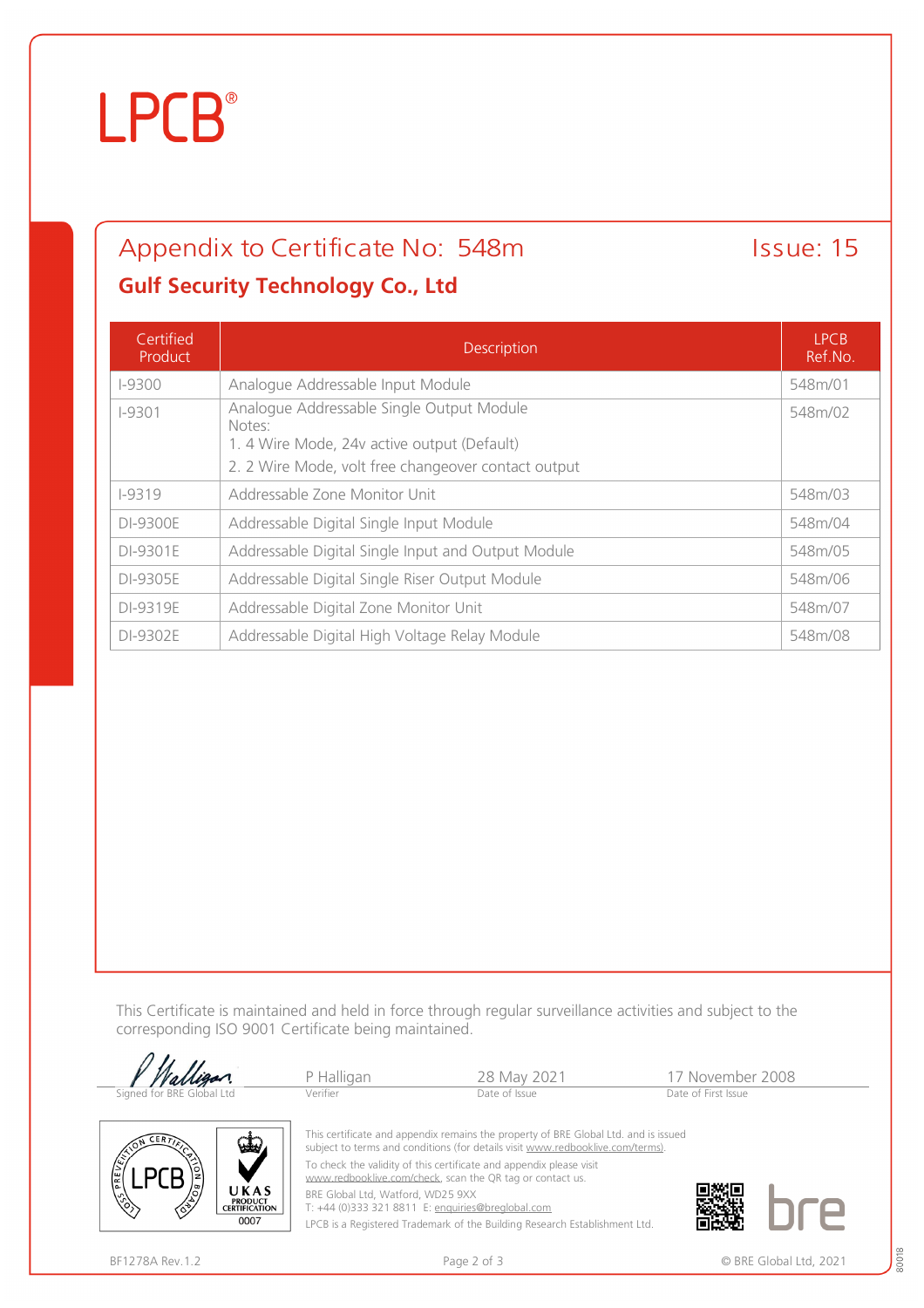# LPCB®

## Appendix to Certificate No: 548m

**Issue: 15**

### Gulf Security Technology Co., Ltd

| Certified Product | Description | LPCB Ref.No. |
|---|---|---|
| I-9300 | Analogue Addressable Input Module | 548m/01 |
| I-9301 | Analogue Addressable Single Output Module<br>Notes:<br>1. 4 Wire Mode, 24v active output (Default)<br>2. 2 Wire Mode, volt free changeover contact output | 548m/02 |
| I-9319 | Addressable Zone Monitor Unit | 548m/03 |
| DI-9300E | Addressable Digital Single Input Module | 548m/04 |
| DI-9301E | Addressable Digital Single Input and Output Module | 548m/05 |
| DI-9305E | Addressable Digital Single Riser Output Module | 548m/06 |
| DI-9319E | Addressable Digital Zone Monitor Unit | 548m/07 |
| DI-9302E | Addressable Digital High Voltage Relay Module | 548m/08 |

This Certificate is maintained and held in force through regular surveillance activities and subject to the corresponding ISO 9001 Certificate being maintained.

| Signed for BRE Global Ltd | P Halligan | 28 May 2021 | 17 November 2008 |
|---|---|---|---|
| | Verifier | Date of Issue | Date of First Issue |

This certificate and appendix remains the property of BRE Global Ltd. and is issued subject to terms and conditions (for details visit www.redbooklive.com/terms).

To check the validity of this certificate and appendix please visit www.redbooklive.com/check, scan the QR tag or contact us.

BRE Global Ltd, Watford, WD25 9XX
T: +44 (0)333 321 8811 E: enquiries@breglobal.com

LPCB is a Registered Trademark of the Building Research Establishment Ltd.

BF1278A Rev.1.2

© BRE Global Ltd, 2021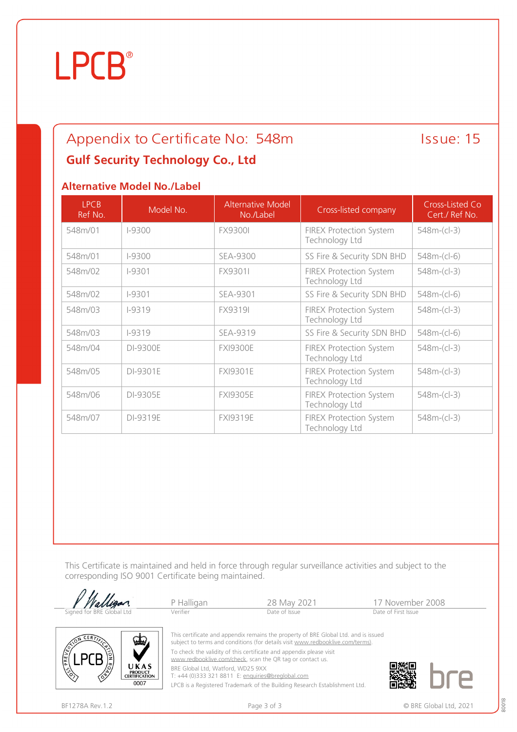LPCB®

# Appendix to Certificate No: 548m

Issue: 15

## Gulf Security Technology Co., Ltd

### Alternative Model No./Label

| LPCB Ref No. | Model No. | Alternative Model No./Label | Cross-listed company | Cross-Listed Co Cert./ Ref No. |
|---|---|---|---|---|
| 548m/01 | I-9300 | FX9300I | FIREX Protection System Technology Ltd | 548m-(cl-3) |
| 548m/01 | I-9300 | SEA-9300 | SS Fire & Security SDN BHD | 548m-(cl-6) |
| 548m/02 | I-9301 | FX9301I | FIREX Protection System Technology Ltd | 548m-(cl-3) |
| 548m/02 | I-9301 | SEA-9301 | SS Fire & Security SDN BHD | 548m-(cl-6) |
| 548m/03 | I-9319 | FX9319I | FIREX Protection System Technology Ltd | 548m-(cl-3) |
| 548m/03 | I-9319 | SEA-9319 | SS Fire & Security SDN BHD | 548m-(cl-6) |
| 548m/04 | DI-9300E | FXI9300E | FIREX Protection System Technology Ltd | 548m-(cl-3) |
| 548m/05 | DI-9301E | FXI9301E | FIREX Protection System Technology Ltd | 548m-(cl-3) |
| 548m/06 | DI-9305E | FXI9305E | FIREX Protection System Technology Ltd | 548m-(cl-3) |
| 548m/07 | DI-9319E | FXI9319E | FIREX Protection System Technology Ltd | 548m-(cl-3) |

This Certificate is maintained and held in force through regular surveillance activities and subject to the corresponding ISO 9001 Certificate being maintained.

| Signed for BRE Global Ltd | P Halligan (Verifier) | 28 May 2021 (Date of Issue) | 17 November 2008 (Date of First Issue) |
|---|---|---|---|

This certificate and appendix remains the property of BRE Global Ltd. and is issued subject to terms and conditions (for details visit www.redbooklive.com/terms).

To check the validity of this certificate and appendix please visit www.redbooklive.com/check, scan the QR tag or contact us.

BRE Global Ltd, Watford, WD25 9XX

T: +44 (0)333 321 8811 E: enquiries@breglobal.com

LPCB is a Registered Trademark of the Building Research Establishment Ltd.

BF1278A Rev.1.2

© BRE Global Ltd, 2021